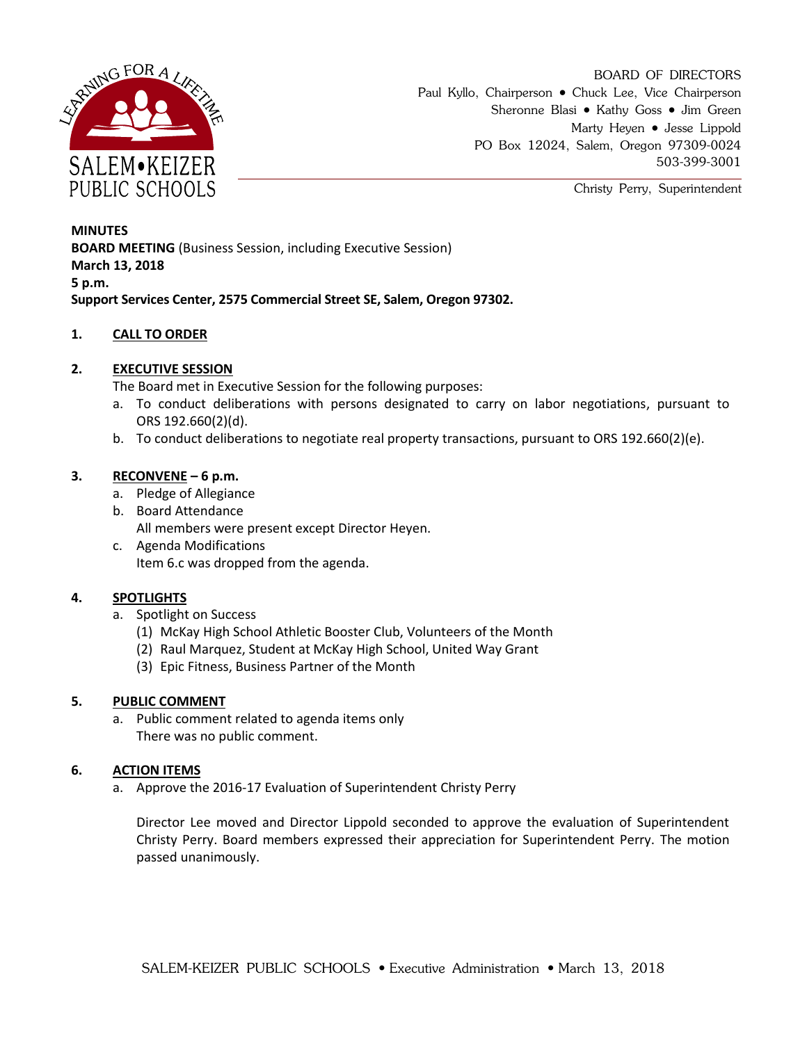SALEM•KEIZER PUBLIC SCHOOLS

BOARD OF DIRECTORS
Paul Kyllo, Chairperson • Chuck Lee, Vice Chairperson
Sheronne Blasi • Kathy Goss • Jim Green
Marty Heyen • Jesse Lippold
PO Box 12024, Salem, Oregon 97309-0024
503-399-3001

Christy Perry, Superintendent

**MINUTES**
**BOARD MEETING** (Business Session, including Executive Session)
**March 13, 2018**
**5 p.m.**
**Support Services Center, 2575 Commercial Street SE, Salem, Oregon 97302.**

**1. CALL TO ORDER**

**2. EXECUTIVE SESSION**

The Board met in Executive Session for the following purposes:

a. To conduct deliberations with persons designated to carry on labor negotiations, pursuant to ORS 192.660(2)(d).
b. To conduct deliberations to negotiate real property transactions, pursuant to ORS 192.660(2)(e).

**3. RECONVENE – 6 p.m.**

a. Pledge of Allegiance
b. Board Attendance
   All members were present except Director Heyen.
c. Agenda Modifications
   Item 6.c was dropped from the agenda.

**4. SPOTLIGHTS**

a. Spotlight on Success
   (1) McKay High School Athletic Booster Club, Volunteers of the Month
   (2) Raul Marquez, Student at McKay High School, United Way Grant
   (3) Epic Fitness, Business Partner of the Month

**5. PUBLIC COMMENT**

a. Public comment related to agenda items only
   There was no public comment.

**6. ACTION ITEMS**

a. Approve the 2016-17 Evaluation of Superintendent Christy Perry

   Director Lee moved and Director Lippold seconded to approve the evaluation of Superintendent Christy Perry. Board members expressed their appreciation for Superintendent Perry. The motion passed unanimously.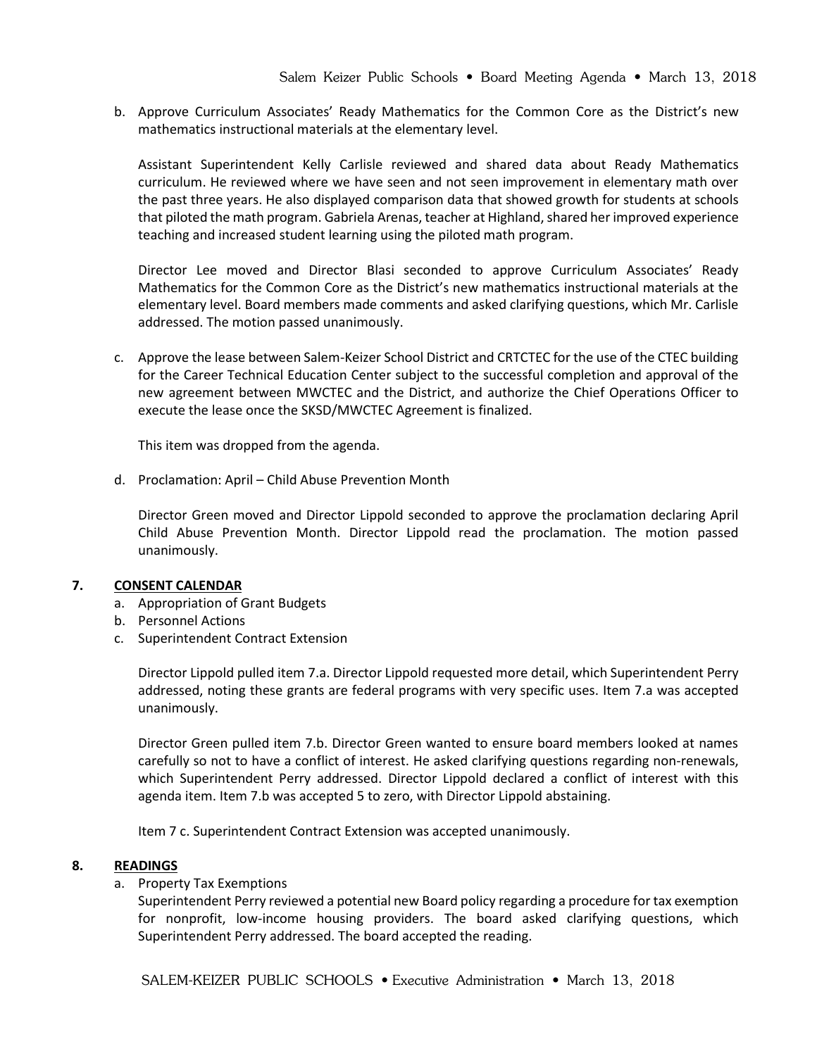b. Approve Curriculum Associates' Ready Mathematics for the Common Core as the District's new mathematics instructional materials at the elementary level.

   Assistant Superintendent Kelly Carlisle reviewed and shared data about Ready Mathematics curriculum. He reviewed where we have seen and not seen improvement in elementary math over the past three years. He also displayed comparison data that showed growth for students at schools that piloted the math program. Gabriela Arenas, teacher at Highland, shared her improved experience teaching and increased student learning using the piloted math program.

   Director Lee moved and Director Blasi seconded to approve Curriculum Associates' Ready Mathematics for the Common Core as the District's new mathematics instructional materials at the elementary level. Board members made comments and asked clarifying questions, which Mr. Carlisle addressed. The motion passed unanimously.

c. Approve the lease between Salem-Keizer School District and CRTCTEC for the use of the CTEC building for the Career Technical Education Center subject to the successful completion and approval of the new agreement between MWCTEC and the District, and authorize the Chief Operations Officer to execute the lease once the SKSD/MWCTEC Agreement is finalized.

   This item was dropped from the agenda.

d. Proclamation: April – Child Abuse Prevention Month

   Director Green moved and Director Lippold seconded to approve the proclamation declaring April Child Abuse Prevention Month. Director Lippold read the proclamation. The motion passed unanimously.

## 7. CONSENT CALENDAR

a. Appropriation of Grant Budgets
b. Personnel Actions
c. Superintendent Contract Extension

   Director Lippold pulled item 7.a. Director Lippold requested more detail, which Superintendent Perry addressed, noting these grants are federal programs with very specific uses. Item 7.a was accepted unanimously.

   Director Green pulled item 7.b. Director Green wanted to ensure board members looked at names carefully so not to have a conflict of interest. He asked clarifying questions regarding non-renewals, which Superintendent Perry addressed. Director Lippold declared a conflict of interest with this agenda item. Item 7.b was accepted 5 to zero, with Director Lippold abstaining.

   Item 7 c. Superintendent Contract Extension was accepted unanimously.

## 8. READINGS

a. Property Tax Exemptions
   Superintendent Perry reviewed a potential new Board policy regarding a procedure for tax exemption for nonprofit, low-income housing providers. The board asked clarifying questions, which Superintendent Perry addressed. The board accepted the reading.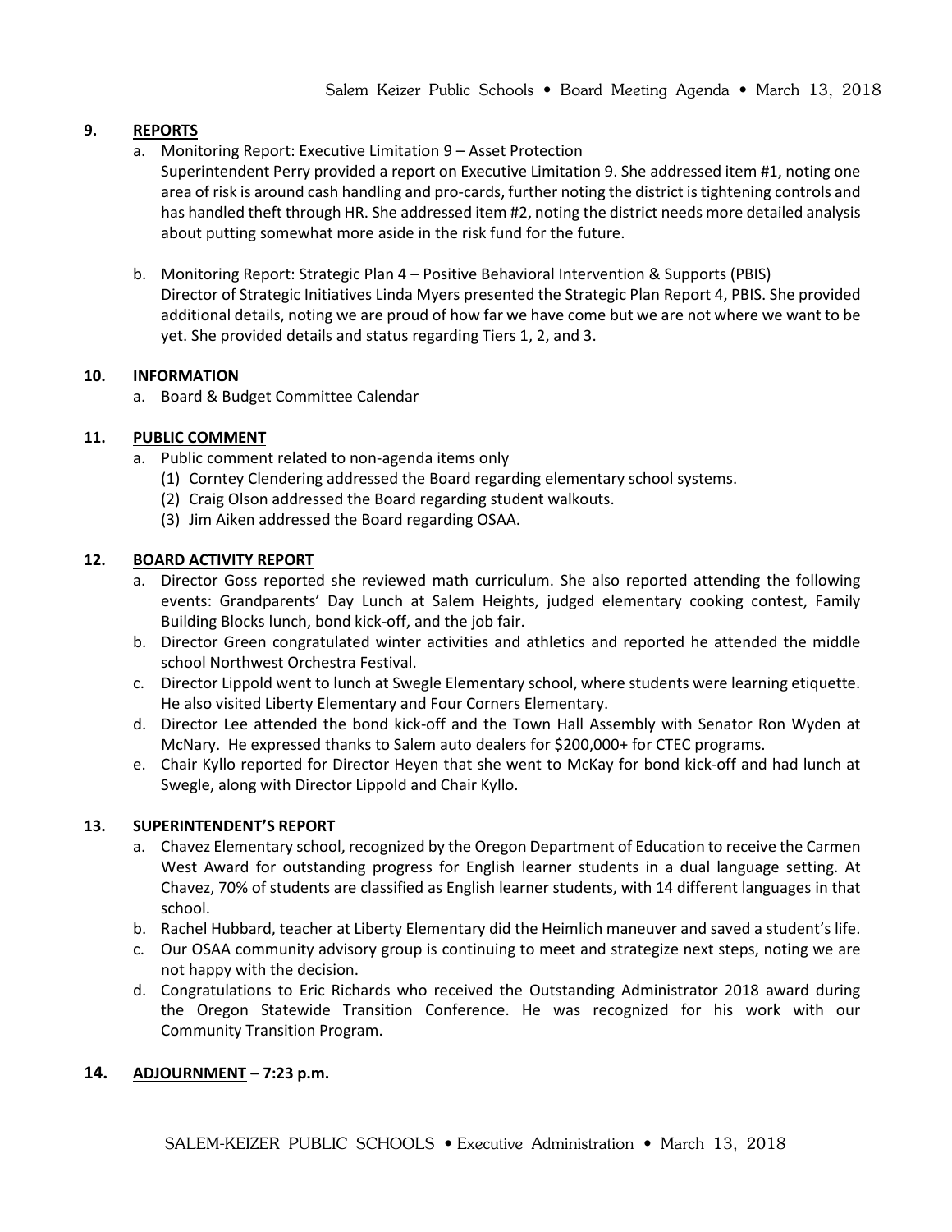## 9. REPORTS

a. Monitoring Report: Executive Limitation 9 – Asset Protection
Superintendent Perry provided a report on Executive Limitation 9. She addressed item #1, noting one area of risk is around cash handling and pro-cards, further noting the district is tightening controls and has handled theft through HR. She addressed item #2, noting the district needs more detailed analysis about putting somewhat more aside in the risk fund for the future.

b. Monitoring Report: Strategic Plan 4 – Positive Behavioral Intervention & Supports (PBIS)
Director of Strategic Initiatives Linda Myers presented the Strategic Plan Report 4, PBIS. She provided additional details, noting we are proud of how far we have come but we are not where we want to be yet. She provided details and status regarding Tiers 1, 2, and 3.

## 10. INFORMATION

a. Board & Budget Committee Calendar

## 11. PUBLIC COMMENT

a. Public comment related to non-agenda items only
   (1) Corntey Clendering addressed the Board regarding elementary school systems.
   (2) Craig Olson addressed the Board regarding student walkouts.
   (3) Jim Aiken addressed the Board regarding OSAA.

## 12. BOARD ACTIVITY REPORT

a. Director Goss reported she reviewed math curriculum. She also reported attending the following events: Grandparents' Day Lunch at Salem Heights, judged elementary cooking contest, Family Building Blocks lunch, bond kick-off, and the job fair.

b. Director Green congratulated winter activities and athletics and reported he attended the middle school Northwest Orchestra Festival.

c. Director Lippold went to lunch at Swegle Elementary school, where students were learning etiquette. He also visited Liberty Elementary and Four Corners Elementary.

d. Director Lee attended the bond kick-off and the Town Hall Assembly with Senator Ron Wyden at McNary. He expressed thanks to Salem auto dealers for $200,000+ for CTEC programs.

e. Chair Kyllo reported for Director Heyen that she went to McKay for bond kick-off and had lunch at Swegle, along with Director Lippold and Chair Kyllo.

## 13. SUPERINTENDENT'S REPORT

a. Chavez Elementary school, recognized by the Oregon Department of Education to receive the Carmen West Award for outstanding progress for English learner students in a dual language setting. At Chavez, 70% of students are classified as English learner students, with 14 different languages in that school.

b. Rachel Hubbard, teacher at Liberty Elementary did the Heimlich maneuver and saved a student's life.

c. Our OSAA community advisory group is continuing to meet and strategize next steps, noting we are not happy with the decision.

d. Congratulations to Eric Richards who received the Outstanding Administrator 2018 award during the Oregon Statewide Transition Conference. He was recognized for his work with our Community Transition Program.

## 14. ADJOURNMENT – 7:23 p.m.